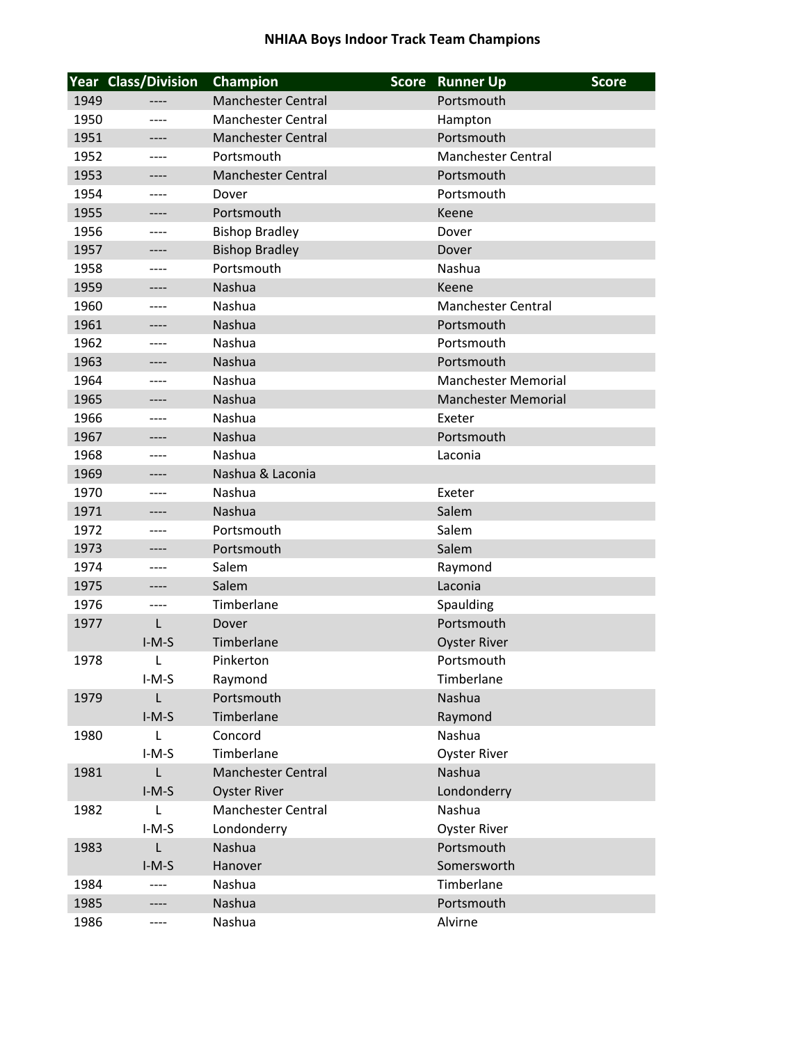# NHIAA Boys Indoor Track Team Champions

| Year | Class/Division | Champion | Score | Runner Up | Score |
|---|---|---|---|---|---|
| 1949 | ---- | Manchester Central | | Portsmouth | |
| 1950 | ---- | Manchester Central | | Hampton | |
| 1951 | ---- | Manchester Central | | Portsmouth | |
| 1952 | ---- | Portsmouth | | Manchester Central | |
| 1953 | ---- | Manchester Central | | Portsmouth | |
| 1954 | ---- | Dover | | Portsmouth | |
| 1955 | ---- | Portsmouth | | Keene | |
| 1956 | ---- | Bishop Bradley | | Dover | |
| 1957 | ---- | Bishop Bradley | | Dover | |
| 1958 | ---- | Portsmouth | | Nashua | |
| 1959 | ---- | Nashua | | Keene | |
| 1960 | ---- | Nashua | | Manchester Central | |
| 1961 | ---- | Nashua | | Portsmouth | |
| 1962 | ---- | Nashua | | Portsmouth | |
| 1963 | ---- | Nashua | | Portsmouth | |
| 1964 | ---- | Nashua | | Manchester Memorial | |
| 1965 | ---- | Nashua | | Manchester Memorial | |
| 1966 | ---- | Nashua | | Exeter | |
| 1967 | ---- | Nashua | | Portsmouth | |
| 1968 | ---- | Nashua | | Laconia | |
| 1969 | ---- | Nashua & Laconia | | | |
| 1970 | ---- | Nashua | | Exeter | |
| 1971 | ---- | Nashua | | Salem | |
| 1972 | ---- | Portsmouth | | Salem | |
| 1973 | ---- | Portsmouth | | Salem | |
| 1974 | ---- | Salem | | Raymond | |
| 1975 | ---- | Salem | | Laconia | |
| 1976 | ---- | Timberlane | | Spaulding | |
| 1977 | L | Dover | | Portsmouth | |
| | I-M-S | Timberlane | | Oyster River | |
| 1978 | L | Pinkerton | | Portsmouth | |
| | I-M-S | Raymond | | Timberlane | |
| 1979 | L | Portsmouth | | Nashua | |
| | I-M-S | Timberlane | | Raymond | |
| 1980 | L | Concord | | Nashua | |
| | I-M-S | Timberlane | | Oyster River | |
| 1981 | L | Manchester Central | | Nashua | |
| | I-M-S | Oyster River | | Londonderry | |
| 1982 | L | Manchester Central | | Nashua | |
| | I-M-S | Londonderry | | Oyster River | |
| 1983 | L | Nashua | | Portsmouth | |
| | I-M-S | Hanover | | Somersworth | |
| 1984 | ---- | Nashua | | Timberlane | |
| 1985 | ---- | Nashua | | Portsmouth | |
| 1986 | ---- | Nashua | | Alvirne | |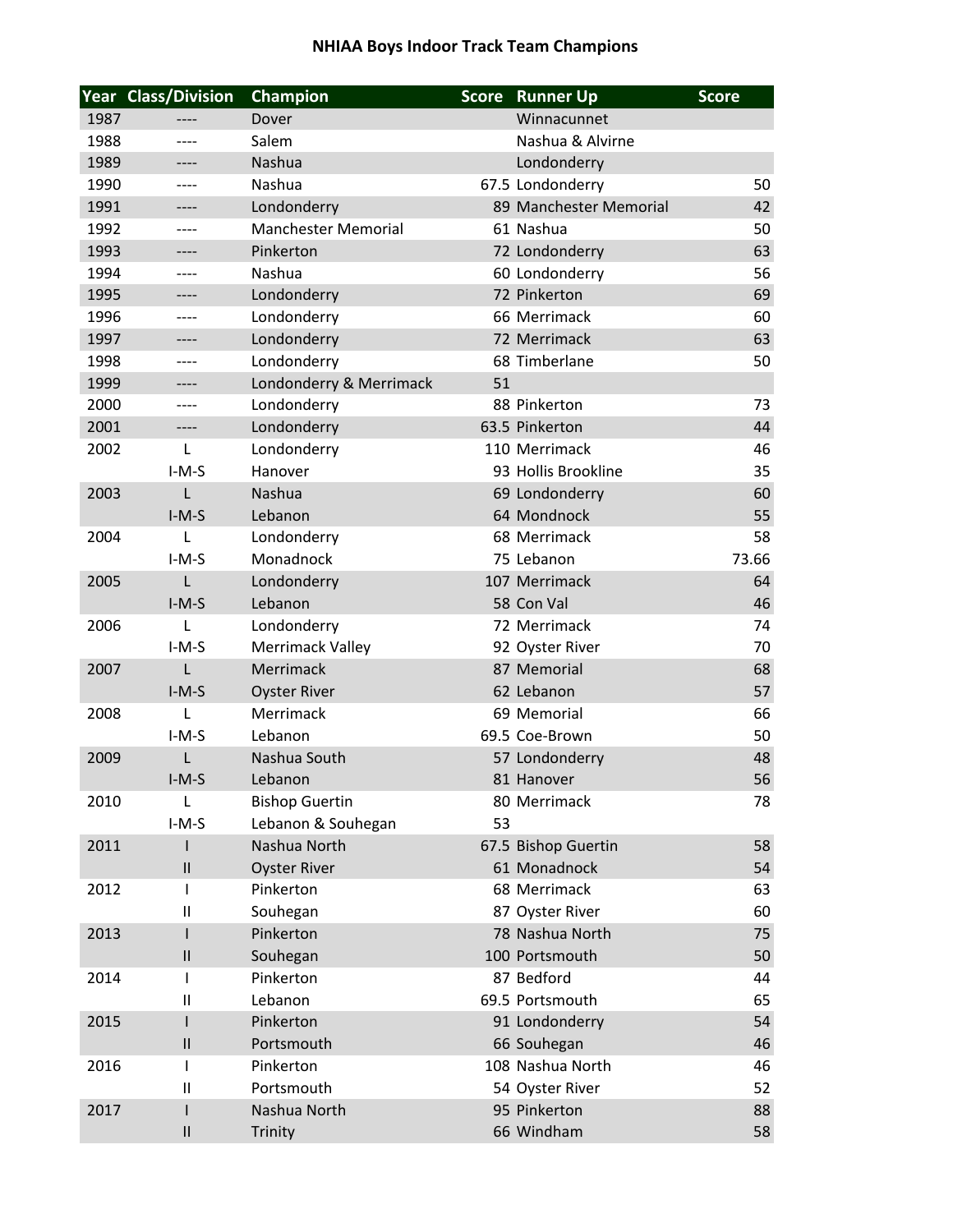# NHIAA Boys Indoor Track Team Champions

| Year | Class/Division | Champion | Score | Runner Up | Score |
|---|---|---|---|---|---|
| 1987 | ---- | Dover | | Winnacunnet | |
| 1988 | ---- | Salem | | Nashua & Alvirne | |
| 1989 | ---- | Nashua | | Londonderry | |
| 1990 | ---- | Nashua | 67.5 | Londonderry | 50 |
| 1991 | ---- | Londonderry | 89 | Manchester Memorial | 42 |
| 1992 | ---- | Manchester Memorial | 61 | Nashua | 50 |
| 1993 | ---- | Pinkerton | 72 | Londonderry | 63 |
| 1994 | ---- | Nashua | 60 | Londonderry | 56 |
| 1995 | ---- | Londonderry | 72 | Pinkerton | 69 |
| 1996 | ---- | Londonderry | 66 | Merrimack | 60 |
| 1997 | ---- | Londonderry | 72 | Merrimack | 63 |
| 1998 | ---- | Londonderry | 68 | Timberlane | 50 |
| 1999 | ---- | Londonderry & Merrimack | 51 | | |
| 2000 | ---- | Londonderry | 88 | Pinkerton | 73 |
| 2001 | ---- | Londonderry | 63.5 | Pinkerton | 44 |
| 2002 | L | Londonderry | 110 | Merrimack | 46 |
| | I-M-S | Hanover | 93 | Hollis Brookline | 35 |
| 2003 | L | Nashua | 69 | Londonderry | 60 |
| | I-M-S | Lebanon | 64 | Mondnock | 55 |
| 2004 | L | Londonderry | 68 | Merrimack | 58 |
| | I-M-S | Monadnock | 75 | Lebanon | 73.66 |
| 2005 | L | Londonderry | 107 | Merrimack | 64 |
| | I-M-S | Lebanon | 58 | Con Val | 46 |
| 2006 | L | Londonderry | 72 | Merrimack | 74 |
| | I-M-S | Merrimack Valley | 92 | Oyster River | 70 |
| 2007 | L | Merrimack | 87 | Memorial | 68 |
| | I-M-S | Oyster River | 62 | Lebanon | 57 |
| 2008 | L | Merrimack | 69 | Memorial | 66 |
| | I-M-S | Lebanon | 69.5 | Coe-Brown | 50 |
| 2009 | L | Nashua South | 57 | Londonderry | 48 |
| | I-M-S | Lebanon | 81 | Hanover | 56 |
| 2010 | L | Bishop Guertin | 80 | Merrimack | 78 |
| | I-M-S | Lebanon & Souhegan | 53 | | |
| 2011 | I | Nashua North | 67.5 | Bishop Guertin | 58 |
| | II | Oyster River | 61 | Monadnock | 54 |
| 2012 | I | Pinkerton | 68 | Merrimack | 63 |
| | II | Souhegan | 87 | Oyster River | 60 |
| 2013 | I | Pinkerton | 78 | Nashua North | 75 |
| | II | Souhegan | 100 | Portsmouth | 50 |
| 2014 | I | Pinkerton | 87 | Bedford | 44 |
| | II | Lebanon | 69.5 | Portsmouth | 65 |
| 2015 | I | Pinkerton | 91 | Londonderry | 54 |
| | II | Portsmouth | 66 | Souhegan | 46 |
| 2016 | I | Pinkerton | 108 | Nashua North | 46 |
| | II | Portsmouth | 54 | Oyster River | 52 |
| 2017 | I | Nashua North | 95 | Pinkerton | 88 |
| | II | Trinity | 66 | Windham | 58 |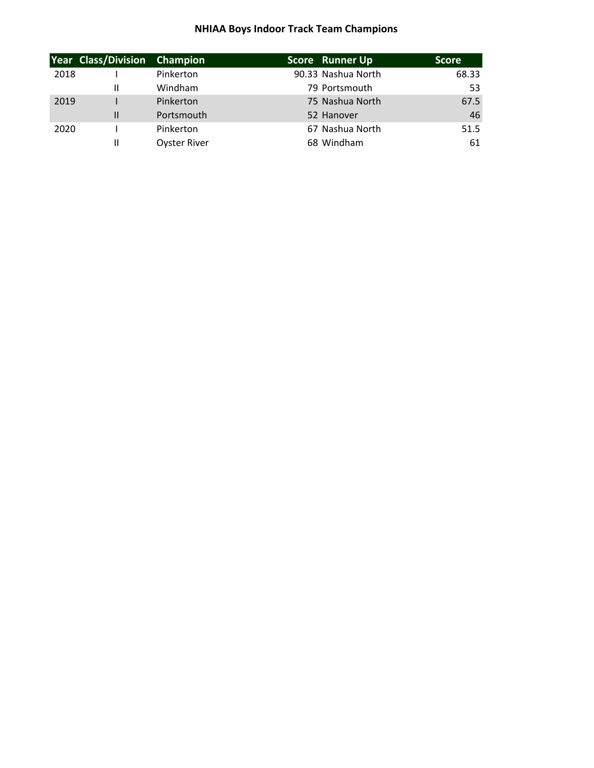### NHIAA Boys Indoor Track Team Champions

| Year | Class/Division | Champion | Score | Runner Up | Score |
|---|---|---|---|---|---|
| 2018 | I | Pinkerton | 90.33 | Nashua North | 68.33 |
| | II | Windham | 79 | Portsmouth | 53 |
| 2019 | I | Pinkerton | 75 | Nashua North | 67.5 |
| | II | Portsmouth | 52 | Hanover | 46 |
| 2020 | I | Pinkerton | 67 | Nashua North | 51.5 |
| | II | Oyster River | 68 | Windham | 61 |